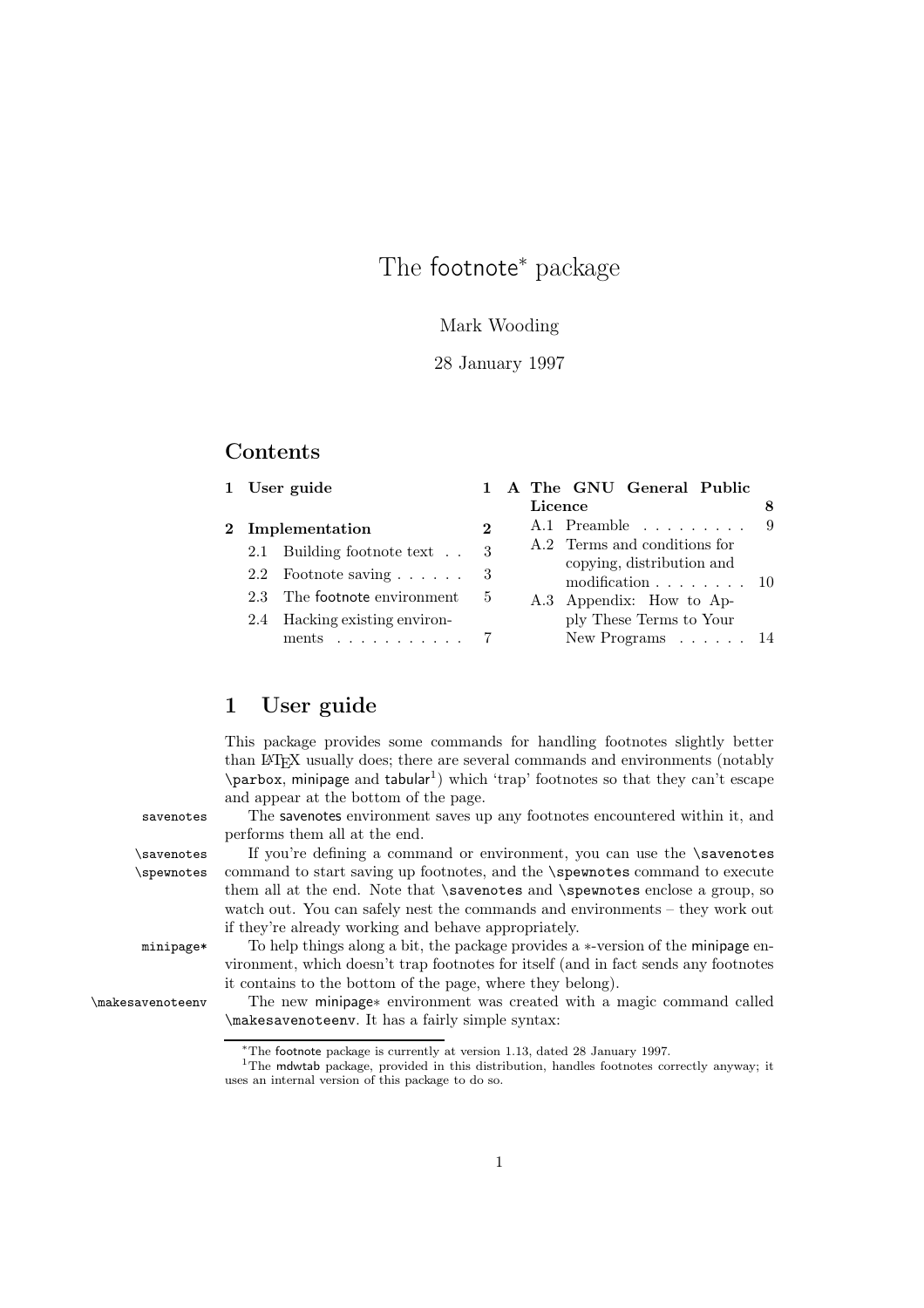# The footnote[*] package

Mark Wooding

28 January 1997

## Contents

1 User guide — 1

2 Implementation — 2

- 2.1 Building footnote text — 3
- 2.2 Footnote saving — 3
- 2.3 The footnote environment — 5
- 2.4 Hacking existing environments — 7

A The GNU General Public Licence — 8

- A.1 Preamble — 9
- A.2 Terms and conditions for copying, distribution and modification — 10
- A.3 Appendix: How to Apply These Terms to Your New Programs — 14

## 1 User guide

This package provides some commands for handling footnotes slightly better than LaTeX usually does; there are several commands and environments (notably `\parbox`, minipage and tabular[1]) which 'trap' footnotes so that they can't escape and appear at the bottom of the page.

`savenotes` The savenotes environment saves up any footnotes encountered within it, and performs them all at the end.

`\savenotes` `\spewnotes` If you're defining a command or environment, you can use the `\savenotes` command to start saving up footnotes, and the `\spewnotes` command to execute them all at the end. Note that `\savenotes` and `\spewnotes` enclose a group, so watch out. You can safely nest the commands and environments – they work out if they're already working and behave appropriately.

`minipage*` To help things along a bit, the package provides a *-version of the minipage environment, which doesn't trap footnotes for itself (and in fact sends any footnotes it contains to the bottom of the page, where they belong).

`\makesavenoteenv` The new minipage* environment was created with a magic command called `\makesavenoteenv`. It has a fairly simple syntax:

---

[*] The footnote package is currently at version 1.13, dated 28 January 1997.

[1] The mdwtab package, provided in this distribution, handles footnotes correctly anyway; it uses an internal version of this package to do so.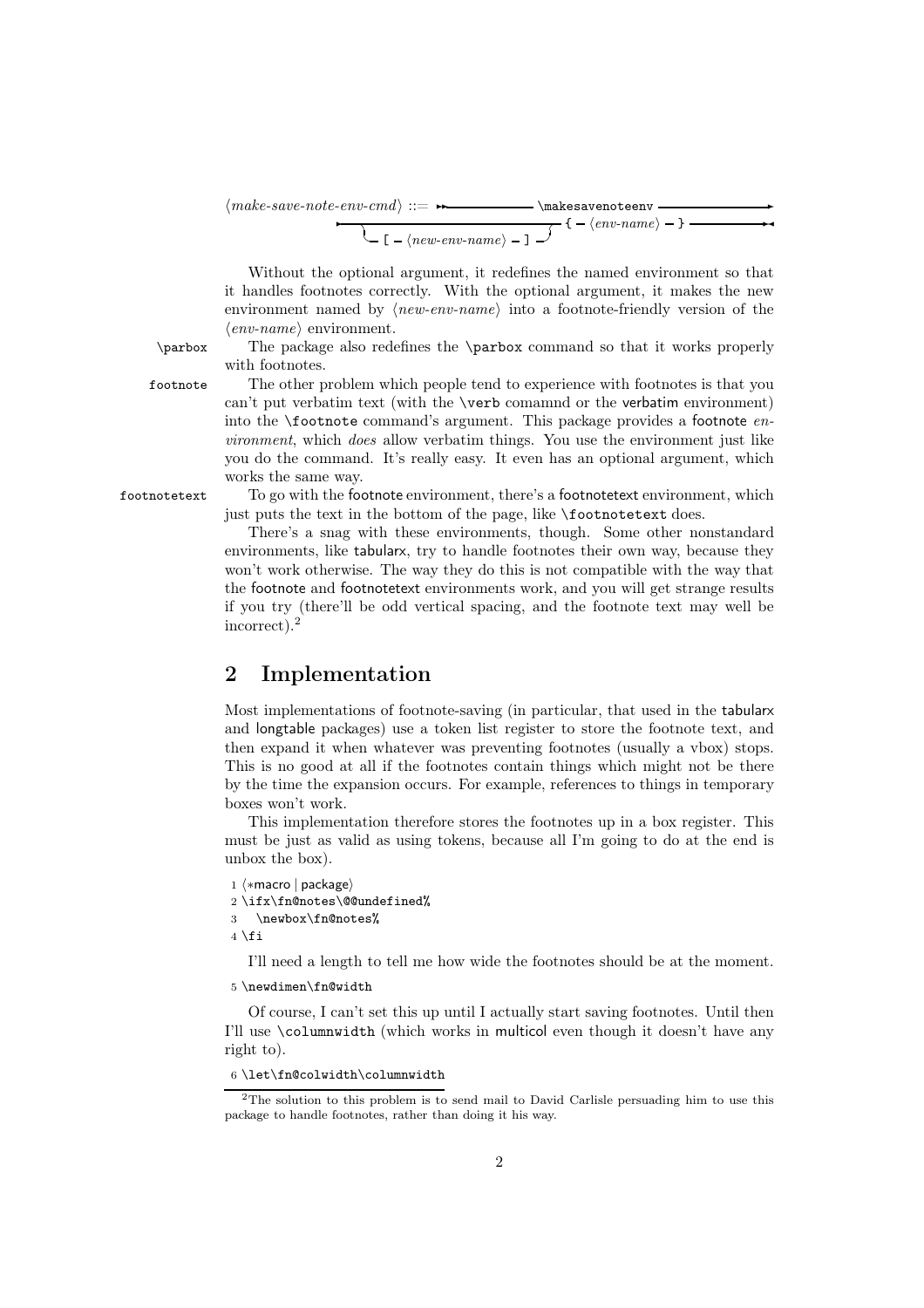⟨*make-save-note-env-cmd*⟩ ::= `\makesavenoteenv` [ `[` ⟨*new-env-name*⟩ `]` ] `{` ⟨*env-name*⟩ `}`

Without the optional argument, it redefines the named environment so that it handles footnotes correctly. With the optional argument, it makes the new environment named by ⟨*new-env-name*⟩ into a footnote-friendly version of the ⟨*env-name*⟩ environment.

`\parbox` The package also redefines the `\parbox` command so that it works properly with footnotes.

`footnote` The other problem which people tend to experience with footnotes is that you can't put verbatim text (with the `\verb` comamnd or the verbatim environment) into the `\footnote` command's argument. This package provides a footnote *environment*, which *does* allow verbatim things. You use the environment just like you do the command. It's really easy. It even has an optional argument, which works the same way.

`footnotetext` To go with the footnote environment, there's a footnotetext environment, which just puts the text in the bottom of the page, like `\footnotetext` does.

There's a snag with these environments, though. Some other nonstandard environments, like tabularx, try to handle footnotes their own way, because they won't work otherwise. The way they do this is not compatible with the way that the footnote and footnotetext environments work, and you will get strange results if you try (there'll be odd vertical spacing, and the footnote text may well be incorrect).[2]

## 2 Implementation

Most implementations of footnote-saving (in particular, that used in the tabularx and longtable packages) use a token list register to store the footnote text, and then expand it when whatever was preventing footnotes (usually a vbox) stops. This is no good at all if the footnotes contain things which might not be there by the time the expansion occurs. For example, references to things in temporary boxes won't work.

This implementation therefore stores the footnotes up in a box register. This must be just as valid as using tokens, because all I'm going to do at the end is unbox the box).

```
1 ⟨*macro | package⟩
2 \ifx\fn@notes\@@undefined%
3   \newbox\fn@notes%
4 \fi
```

I'll need a length to tell me how wide the footnotes should be at the moment.

```
5 \newdimen\fn@width
```

Of course, I can't set this up until I actually start saving footnotes. Until then I'll use `\columnwidth` (which works in multicol even though it doesn't have any right to).

```
6 \let\fn@colwidth\columnwidth
```

[2]The solution to this problem is to send mail to David Carlisle persuading him to use this package to handle footnotes, rather than doing it his way.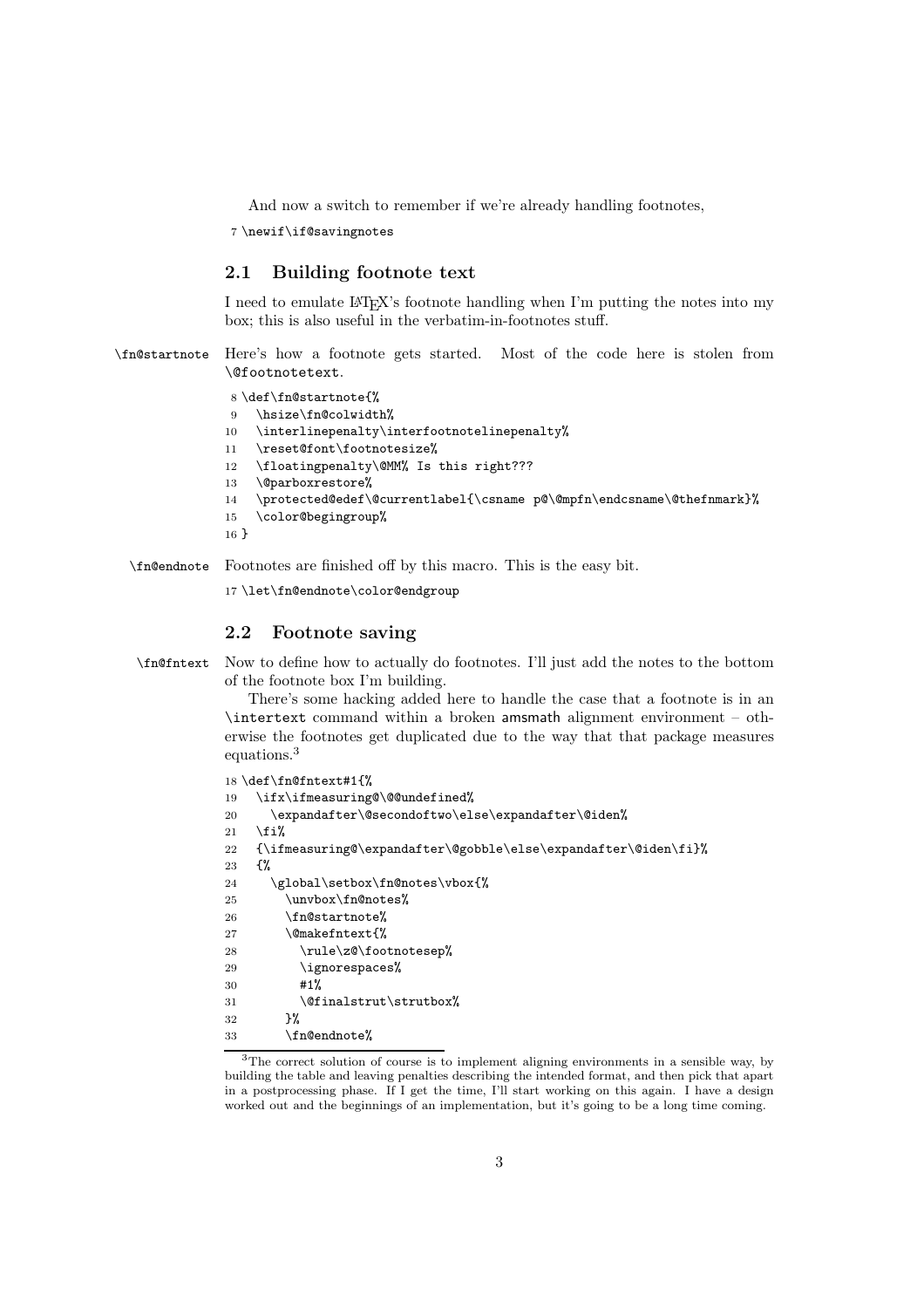And now a switch to remember if we're already handling footnotes,

```
7 \newif\if@savingnotes
```

## 2.1 Building footnote text

I need to emulate LaTeX's footnote handling when I'm putting the notes into my box; this is also useful in the verbatim-in-footnotes stuff.

`\fn@startnote` Here's how a footnote gets started. Most of the code here is stolen from `\@footnotetext`.

```
8 \def\fn@startnote{%
9   \hsize\fn@colwidth%
10  \interlinepenalty\interfootnotelinepenalty%
11  \reset@font\footnotesize%
12  \floatingpenalty\@MM% Is this right???
13  \@parboxrestore%
14  \protected@edef\@currentlabel{\csname p@\@mpfn\endcsname\@thefnmark}%
15  \color@begingroup%
16 }
```

`\fn@endnote` Footnotes are finished off by this macro. This is the easy bit.

```
17 \let\fn@endnote\color@endgroup
```

## 2.2 Footnote saving

`\fn@fntext` Now to define how to actually do footnotes. I'll just add the notes to the bottom of the footnote box I'm building.

There's some hacking added here to handle the case that a footnote is in an `\intertext` command within a broken amsmath alignment environment – otherwise the footnotes get duplicated due to the way that that package measures equations.[3]

```
18 \def\fn@fntext#1{%
19   \ifx\ifmeasuring@\@@undefined%
20     \expandafter\@secondoftwo\else\expandafter\@iden%
21   \fi%
22   {\ifmeasuring@\expandafter\@gobble\else\expandafter\@iden\fi}%
23   {%
24     \global\setbox\fn@notes\vbox{%
25       \unvbox\fn@notes%
26       \fn@startnote%
27       \@makefntext{%
28         \rule\z@\footnotesep%
29         \ignorespaces%
30         #1%
31         \@finalstrut\strutbox%
32       }%
33       \fn@endnote%
```

[3] The correct solution of course is to implement aligning environments in a sensible way, by building the table and leaving penalties describing the intended format, and then pick that apart in a postprocessing phase. If I get the time, I'll start working on this again. I have a design worked out and the beginnings of an implementation, but it's going to be a long time coming.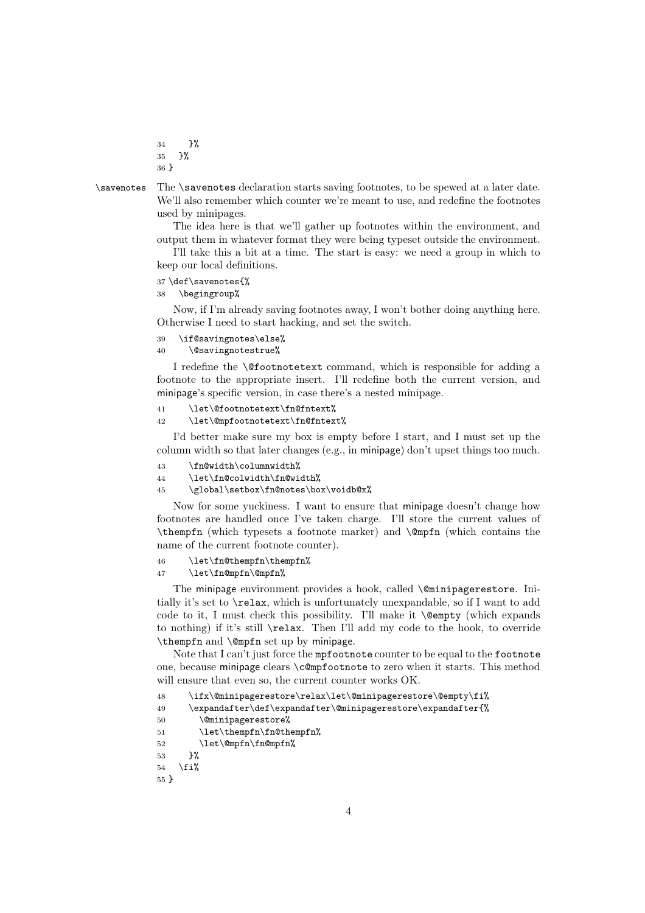```
34     }%
35   }%
36 }
```

`\savenotes` The `\savenotes` declaration starts saving footnotes, to be spewed at a later date. We'll also remember which counter we're meant to use, and redefine the footnotes used by minipages.

The idea here is that we'll gather up footnotes within the environment, and output them in whatever format they were being typeset outside the environment.

I'll take this a bit at a time. The start is easy: we need a group in which to keep our local definitions.

```
37 \def\savenotes{%
38   \begingroup%
```

Now, if I'm already saving footnotes away, I won't bother doing anything here. Otherwise I need to start hacking, and set the switch.

```
39   \if@savingnotes\else%
40     \@savingnotestrue%
```

I redefine the `\@footnotetext` command, which is responsible for adding a footnote to the appropriate insert. I'll redefine both the current version, and minipage's specific version, in case there's a nested minipage.

```
41     \let\@footnotetext\fn@fntext%
42     \let\@mpfootnotetext\fn@fntext%
```

I'd better make sure my box is empty before I start, and I must set up the column width so that later changes (e.g., in minipage) don't upset things too much.

```
43     \fn@width\columnwidth%
44     \let\fn@colwidth\fn@width%
45     \global\setbox\fn@notes\box\voidb@x%
```

Now for some yuckiness. I want to ensure that minipage doesn't change how footnotes are handled once I've taken charge. I'll store the current values of `\thempfn` (which typesets a footnote marker) and `\@mpfn` (which contains the name of the current footnote counter).

```
46     \let\fn@thempfn\thempfn%
47     \let\fn@mpfn\@mpfn%
```

The minipage environment provides a hook, called `\@minipagerestore`. Initially it's set to `\relax`, which is unfortunately unexpandable, so if I want to add code to it, I must check this possibility. I'll make it `\@empty` (which expands to nothing) if it's still `\relax`. Then I'll add my code to the hook, to override `\thempfn` and `\@mpfn` set up by minipage.

Note that I can't just force the `mpfootnote` counter to be equal to the `footnote` one, because minipage clears `\c@mpfootnote` to zero when it starts. This method will ensure that even so, the current counter works OK.

```
48     \ifx\@minipagerestore\relax\let\@minipagerestore\@empty\fi%
49     \expandafter\def\expandafter\@minipagerestore\expandafter{%
50       \@minipagerestore%
51       \let\thempfn\fn@thempfn%
52       \let\@mpfn\fn@mpfn%
53     }%
54   \fi%
55 }
```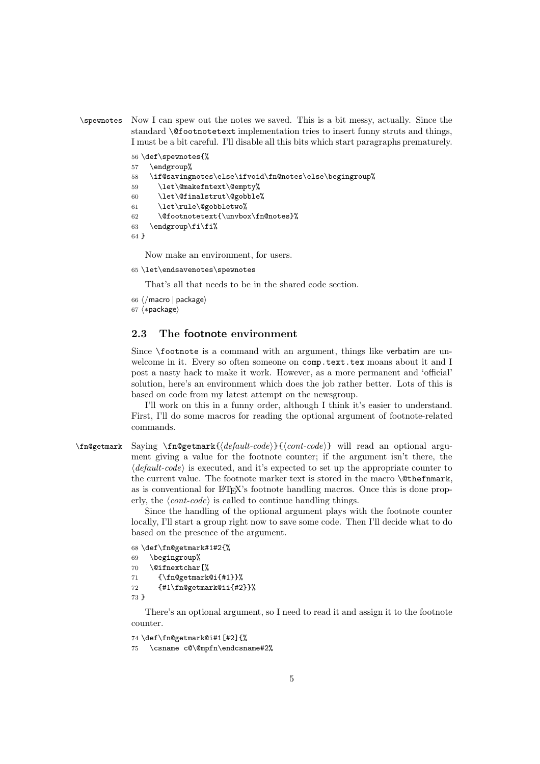`\spewnotes` Now I can spew out the notes we saved. This is a bit messy, actually. Since the standard `\@footnotetext` implementation tries to insert funny struts and things, I must be a bit careful. I'll disable all this bits which start paragraphs prematurely.

```
56 \def\spewnotes{%
57   \endgroup%
58   \if@savingnotes\else\ifvoid\fn@notes\else\begingroup%
59     \let\@makefntext\@empty%
60     \let\@finalstrut\@gobble%
61     \let\rule\@gobbletwo%
62     \@footnotetext{\unvbox\fn@notes}%
63   \endgroup\fi\fi%
64 }
```

Now make an environment, for users.

```
65 \let\endsavenotes\spewnotes
```

That's all that needs to be in the shared code section.

```
66 ⟨/macro | package⟩
67 ⟨*package⟩
```

## 2.3 The footnote environment

Since `\footnote` is a command with an argument, things like verbatim are unwelcome in it. Every so often someone on `comp.text.tex` moans about it and I post a nasty hack to make it work. However, as a more permanent and 'official' solution, here's an environment which does the job rather better. Lots of this is based on code from my latest attempt on the newsgroup.

I'll work on this in a funny order, although I think it's easier to understand. First, I'll do some macros for reading the optional argument of footnote-related commands.

`\fn@getmark` Saying `\fn@getmark{`⟨*default-code*⟩`}{`⟨*cont-code*⟩`}` will read an optional argument giving a value for the footnote counter; if the argument isn't there, the ⟨*default-code*⟩ is executed, and it's expected to set up the appropriate counter to the current value. The footnote marker text is stored in the macro `\@thefnmark`, as is conventional for LaTeX's footnote handling macros. Once this is done properly, the ⟨*cont-code*⟩ is called to continue handling things.

Since the handling of the optional argument plays with the footnote counter locally, I'll start a group right now to save some code. Then I'll decide what to do based on the presence of the argument.

```
68 \def\fn@getmark#1#2{%
69   \begingroup%
70   \@ifnextchar[%
71     {\fn@getmark@i{#1}}%
72     {#1\fn@getmark@ii{#2}}%
73 }
```

There's an optional argument, so I need to read it and assign it to the footnote counter.

```
74 \def\fn@getmark@i#1[#2]{%
75   \csname c@\@mpfn\endcsname#2%
```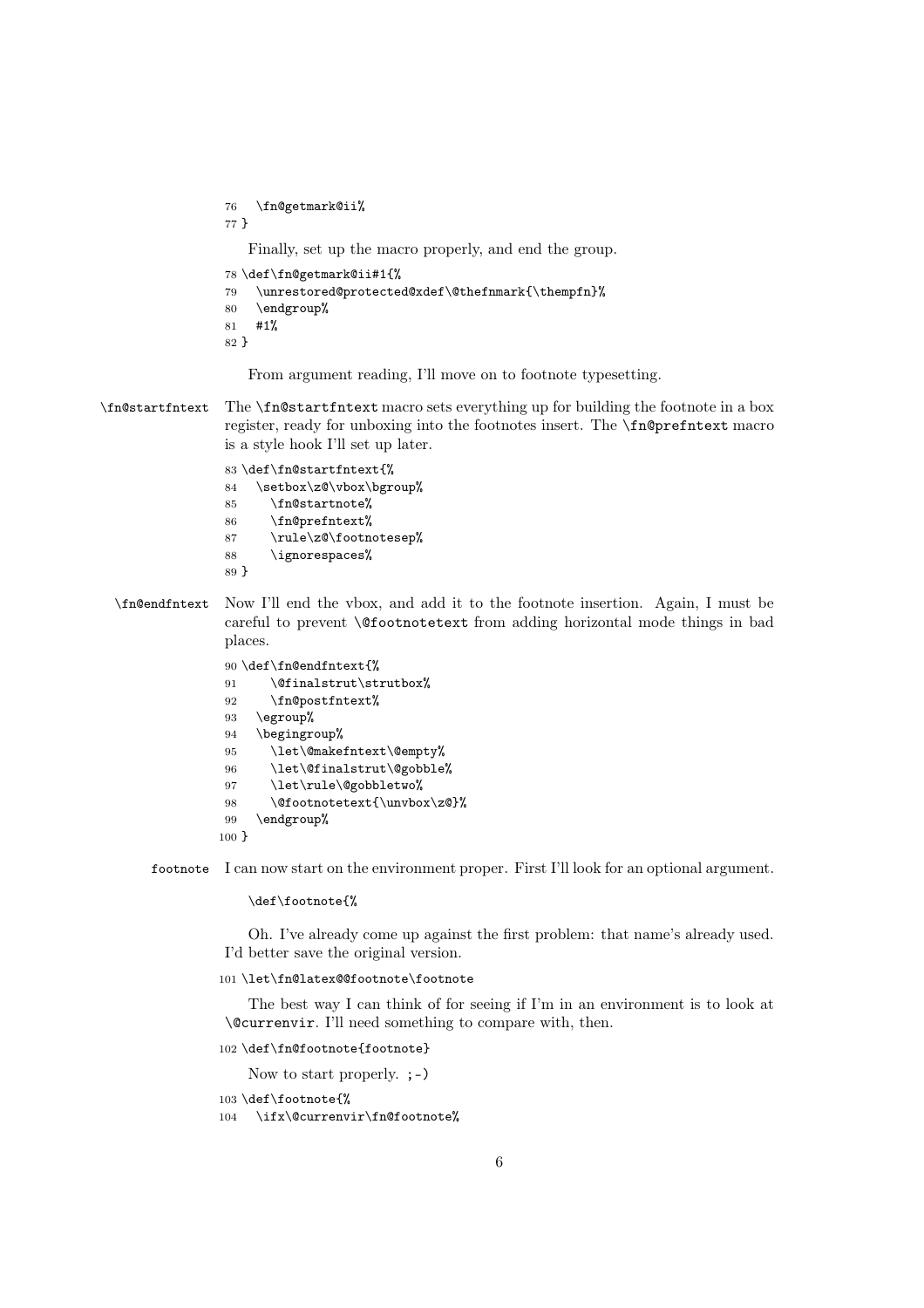```
76   \fn@getmark@ii%
77 }
```

Finally, set up the macro properly, and end the group.

```
78 \def\fn@getmark@ii#1{%
79   \unrestored@protected@xdef\@thefnmark{\thempfn}%
80   \endgroup%
81   #1%
82 }
```

From argument reading, I'll move on to footnote typesetting.

`\fn@startfntext` The `\fn@startfntext` macro sets everything up for building the footnote in a box register, ready for unboxing into the footnotes insert. The `\fn@prefntext` macro is a style hook I'll set up later.

```
83 \def\fn@startfntext{%
84   \setbox\z@\vbox\bgroup%
85     \fn@startnote%
86     \fn@prefntext%
87     \rule\z@\footnotesep%
88     \ignorespaces%
89 }
```

`\fn@endfntext` Now I'll end the vbox, and add it to the footnote insertion. Again, I must be careful to prevent `\@footnotetext` from adding horizontal mode things in bad places.

```
90 \def\fn@endfntext{%
91     \@finalstrut\strutbox%
92     \fn@postfntext%
93   \egroup%
94   \begingroup%
95     \let\@makefntext\@empty%
96     \let\@finalstrut\@gobble%
97     \let\rule\@gobbletwo%
98     \@footnotetext{\unvbox\z@}%
99   \endgroup%
100 }
```

`footnote` I can now start on the environment proper. First I'll look for an optional argument.

```
\def\footnote{%
```

Oh. I've already come up against the first problem: that name's already used. I'd better save the original version.

```
101 \let\fn@latex@@footnote\footnote
```

The best way I can think of for seeing if I'm in an environment is to look at `\@currenvir`. I'll need something to compare with, then.

```
102 \def\fn@footnote{footnote}
```

Now to start properly. ;-)

```
103 \def\footnote{%
104   \ifx\@currenvir\fn@footnote%
```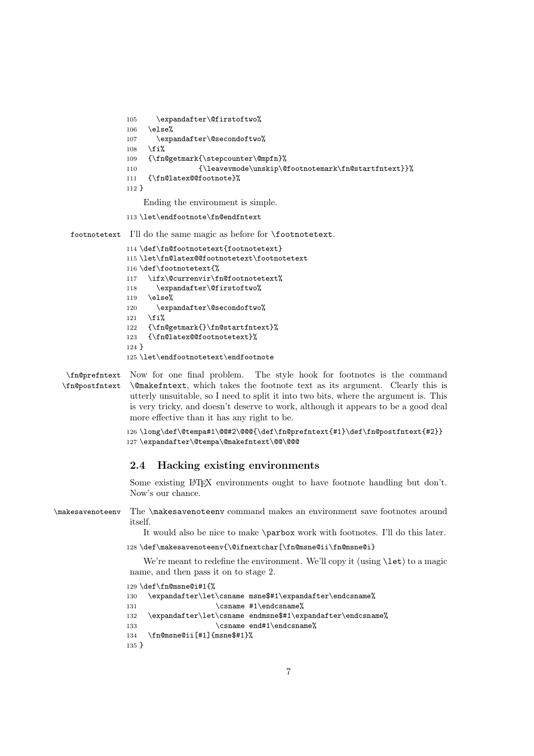```
105     \expandafter\@firstoftwo%
106   \else%
107     \expandafter\@secondoftwo%
108   \fi%
109   {\fn@getmark{\stepcounter\@mpfn}%
110               {\leavevmode\unskip\@footnotemark\fn@startfntext}}%
111   {\fn@latex@@footnote}%
112 }
```

Ending the environment is simple.

```
113 \let\endfootnote\fn@endfntext
```

footnotetext I'll do the same magic as before for `\footnotetext`.

```
114 \def\fn@footnotetext{footnotetext}
115 \let\fn@latex@@footnotetext\footnotetext
116 \def\footnotetext{%
117   \ifx\@currenvir\fn@footnotetext%
118     \expandafter\@firstoftwo%
119   \else%
120     \expandafter\@secondoftwo%
121   \fi%
122   {\fn@getmark{}\fn@startfntext}%
123   {\fn@latex@@footnotetext}%
124 }
125 \let\endfootnotetext\endfootnote
```

\fn@prefntext \fn@postfntext Now for one final problem. The style hook for footnotes is the command `\@makefntext`, which takes the footnote text as its argument. Clearly this is utterly unsuitable, so I need to split it into two bits, where the argument is. This is very tricky, and doesn't deserve to work, although it appears to be a good deal more effective than it has any right to be.

```
126 \long\def\@tempa#1\@@#2\@@@{\def\fn@prefntext{#1}\def\fn@postfntext{#2}}
127 \expandafter\@tempa\@makefntext\@@\@@@
```

## 2.4 Hacking existing environments

Some existing LaTeX environments ought to have footnote handling but don't. Now's our chance.

\makesavenoteenv The `\makesavenoteenv` command makes an environment save footnotes around itself.

It would also be nice to make `\parbox` work with footnotes. I'll do this later.

```
128 \def\makesavenoteenv{\@ifnextchar[\fn@msne@ii\fn@msne@i}
```

We're meant to redefine the environment. We'll copy it (using `\let`) to a magic name, and then pass it on to stage 2.

```
129 \def\fn@msne@i#1{%
130   \expandafter\let\csname msne$#1\expandafter\endcsname%
131                   \csname #1\endcsname%
132   \expandafter\let\csname endmsne$#1\expandafter\endcsname%
133                   \csname end#1\endcsname%
134   \fn@msne@ii[#1]{msne$#1}%
135 }
```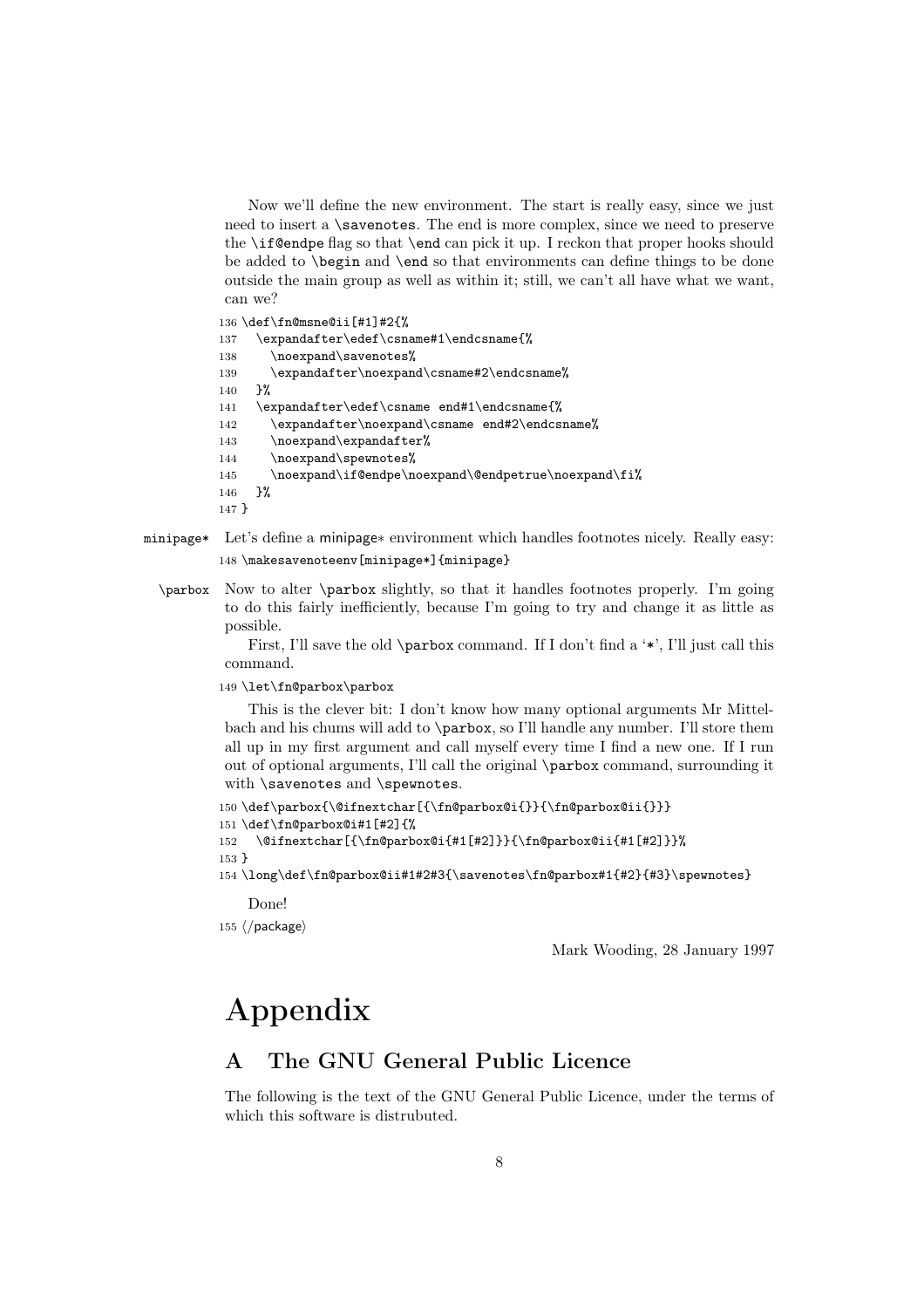Now we'll define the new environment. The start is really easy, since we just need to insert a \savenotes. The end is more complex, since we need to preserve the \if@endpe flag so that \end can pick it up. I reckon that proper hooks should be added to \begin and \end so that environments can define things to be done outside the main group as well as within it; still, we can't all have what we want, can we?

```
136 \def\fn@msne@ii[#1]#2{%
137   \expandafter\edef\csname#1\endcsname{%
138     \noexpand\savenotes%
139     \expandafter\noexpand\csname#2\endcsname%
140   }%
141   \expandafter\edef\csname end#1\endcsname{%
142     \expandafter\noexpand\csname end#2\endcsname%
143     \noexpand\expandafter%
144     \noexpand\spewnotes%
145     \noexpand\if@endpe\noexpand\@endpetrue\noexpand\fi%
146   }%
147 }
```

minipage* Let's define a minipage* environment which handles footnotes nicely. Really easy:

```
148 \makesavenoteenv[minipage*]{minipage}
```

\parbox Now to alter \parbox slightly, so that it handles footnotes properly. I'm going to do this fairly inefficiently, because I'm going to try and change it as little as possible.

First, I'll save the old \parbox command. If I don't find a '*', I'll just call this command.

```
149 \let\fn@parbox\parbox
```

This is the clever bit: I don't know how many optional arguments Mr Mittelbach and his chums will add to \parbox, so I'll handle any number. I'll store them all up in my first argument and call myself every time I find a new one. If I run out of optional arguments, I'll call the original \parbox command, surrounding it with \savenotes and \spewnotes.

```
150 \def\parbox{\@ifnextchar[{\fn@parbox@i{}}{\fn@parbox@ii{}}}
151 \def\fn@parbox@i#1[#2]{%
152   \@ifnextchar[{\fn@parbox@i{#1[#2]}}{\fn@parbox@ii{#1[#2]}}%
153 }
154 \long\def\fn@parbox@ii#1#2#3{\savenotes\fn@parbox#1{#2}{#3}\spewnotes}
```

Done!

```
155 ⟨/package⟩
```

Mark Wooding, 28 January 1997

# Appendix

## A The GNU General Public Licence

The following is the text of the GNU General Public Licence, under the terms of which this software is distrubuted.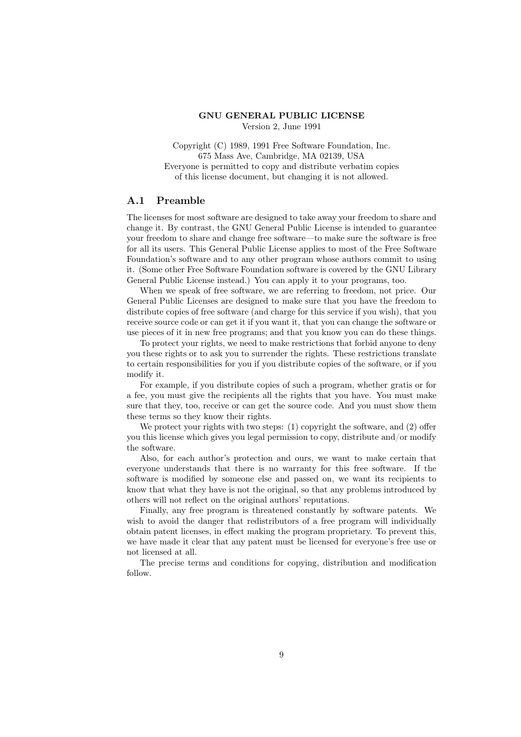**GNU GENERAL PUBLIC LICENSE**
Version 2, June 1991

Copyright (C) 1989, 1991 Free Software Foundation, Inc.
675 Mass Ave, Cambridge, MA 02139, USA
Everyone is permitted to copy and distribute verbatim copies
of this license document, but changing it is not allowed.

## A.1 Preamble

The licenses for most software are designed to take away your freedom to share and change it. By contrast, the GNU General Public License is intended to guarantee your freedom to share and change free software—to make sure the software is free for all its users. This General Public License applies to most of the Free Software Foundation's software and to any other program whose authors commit to using it. (Some other Free Software Foundation software is covered by the GNU Library General Public License instead.) You can apply it to your programs, too.

When we speak of free software, we are referring to freedom, not price. Our General Public Licenses are designed to make sure that you have the freedom to distribute copies of free software (and charge for this service if you wish), that you receive source code or can get it if you want it, that you can change the software or use pieces of it in new free programs; and that you know you can do these things.

To protect your rights, we need to make restrictions that forbid anyone to deny you these rights or to ask you to surrender the rights. These restrictions translate to certain responsibilities for you if you distribute copies of the software, or if you modify it.

For example, if you distribute copies of such a program, whether gratis or for a fee, you must give the recipients all the rights that you have. You must make sure that they, too, receive or can get the source code. And you must show them these terms so they know their rights.

We protect your rights with two steps: (1) copyright the software, and (2) offer you this license which gives you legal permission to copy, distribute and/or modify the software.

Also, for each author's protection and ours, we want to make certain that everyone understands that there is no warranty for this free software. If the software is modified by someone else and passed on, we want its recipients to know that what they have is not the original, so that any problems introduced by others will not reflect on the original authors' reputations.

Finally, any free program is threatened constantly by software patents. We wish to avoid the danger that redistributors of a free program will individually obtain patent licenses, in effect making the program proprietary. To prevent this, we have made it clear that any patent must be licensed for everyone's free use or not licensed at all.

The precise terms and conditions for copying, distribution and modification follow.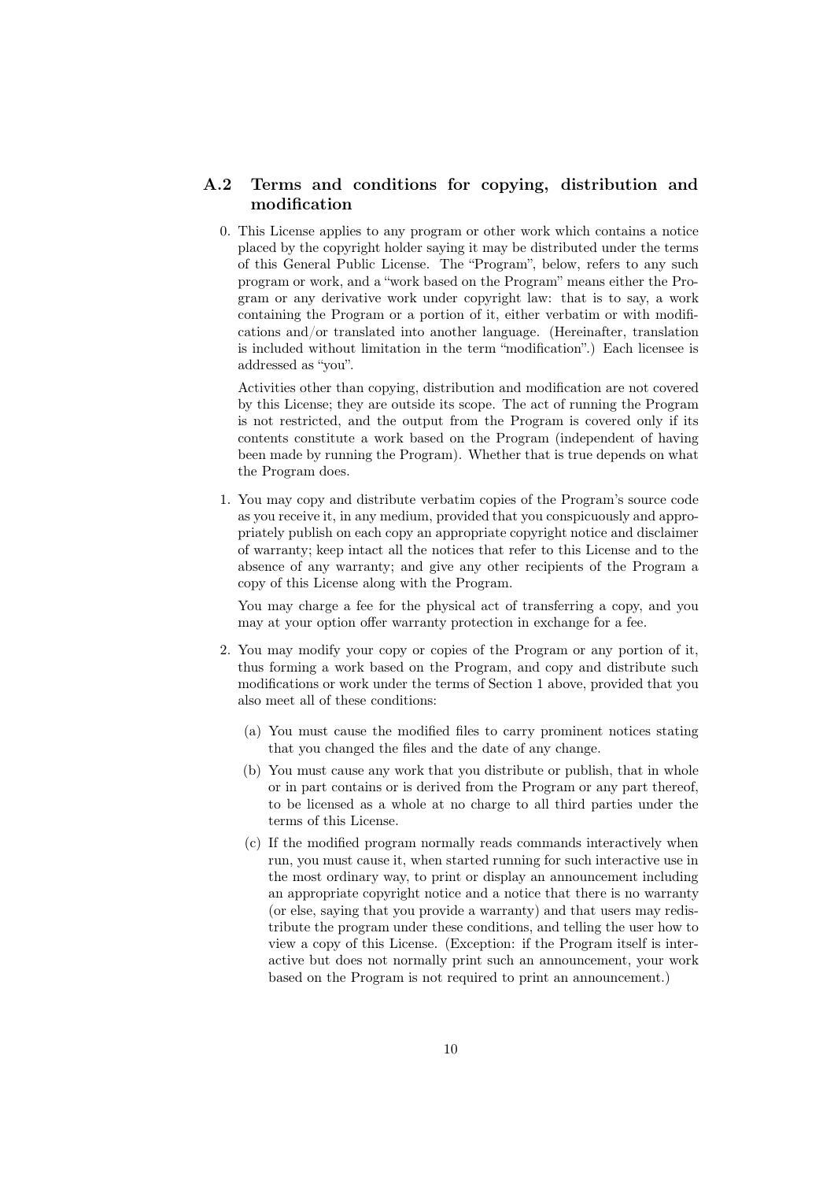## A.2 Terms and conditions for copying, distribution and modification

0. This License applies to any program or other work which contains a notice placed by the copyright holder saying it may be distributed under the terms of this General Public License. The "Program", below, refers to any such program or work, and a "work based on the Program" means either the Program or any derivative work under copyright law: that is to say, a work containing the Program or a portion of it, either verbatim or with modifications and/or translated into another language. (Hereinafter, translation is included without limitation in the term "modification".) Each licensee is addressed as "you".

   Activities other than copying, distribution and modification are not covered by this License; they are outside its scope. The act of running the Program is not restricted, and the output from the Program is covered only if its contents constitute a work based on the Program (independent of having been made by running the Program). Whether that is true depends on what the Program does.

1. You may copy and distribute verbatim copies of the Program's source code as you receive it, in any medium, provided that you conspicuously and appropriately publish on each copy an appropriate copyright notice and disclaimer of warranty; keep intact all the notices that refer to this License and to the absence of any warranty; and give any other recipients of the Program a copy of this License along with the Program.

   You may charge a fee for the physical act of transferring a copy, and you may at your option offer warranty protection in exchange for a fee.

2. You may modify your copy or copies of the Program or any portion of it, thus forming a work based on the Program, and copy and distribute such modifications or work under the terms of Section 1 above, provided that you also meet all of these conditions:

   (a) You must cause the modified files to carry prominent notices stating that you changed the files and the date of any change.

   (b) You must cause any work that you distribute or publish, that in whole or in part contains or is derived from the Program or any part thereof, to be licensed as a whole at no charge to all third parties under the terms of this License.

   (c) If the modified program normally reads commands interactively when run, you must cause it, when started running for such interactive use in the most ordinary way, to print or display an announcement including an appropriate copyright notice and a notice that there is no warranty (or else, saying that you provide a warranty) and that users may redistribute the program under these conditions, and telling the user how to view a copy of this License. (Exception: if the Program itself is interactive but does not normally print such an announcement, your work based on the Program is not required to print an announcement.)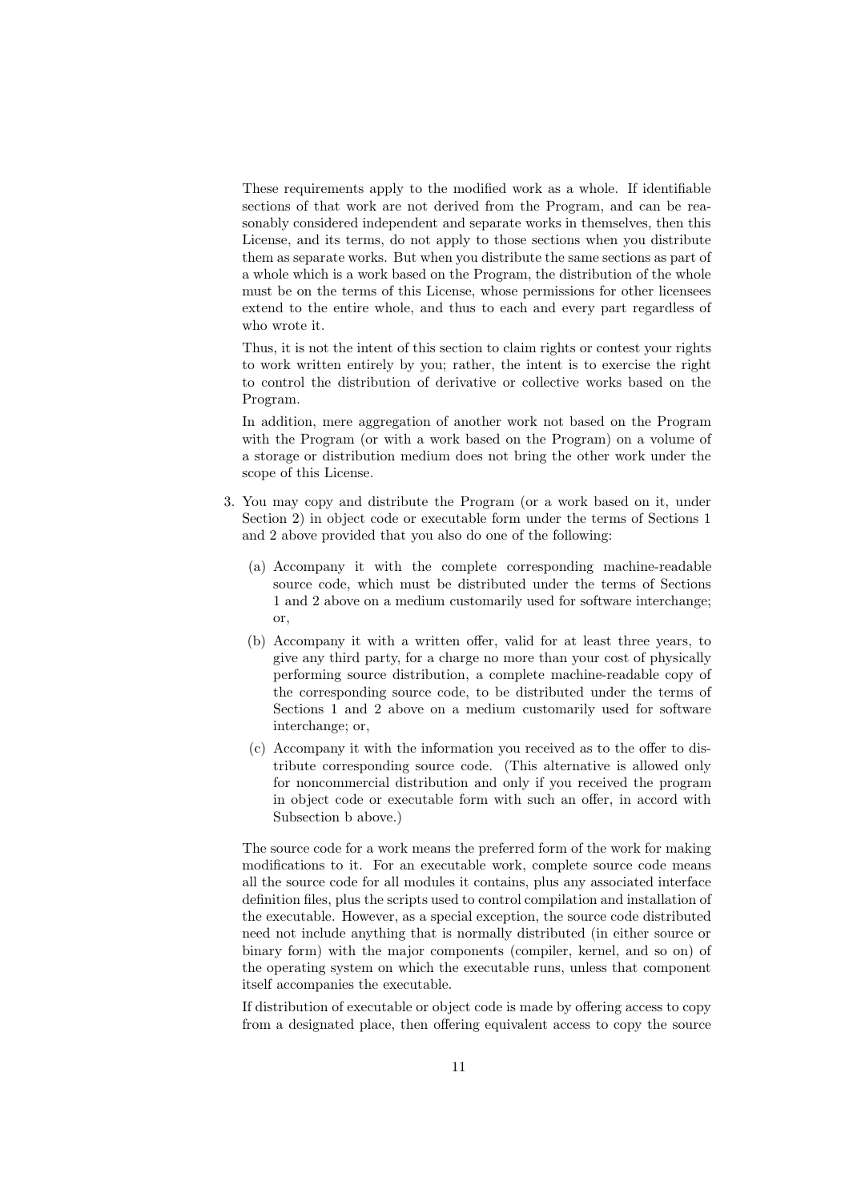These requirements apply to the modified work as a whole. If identifiable sections of that work are not derived from the Program, and can be reasonably considered independent and separate works in themselves, then this License, and its terms, do not apply to those sections when you distribute them as separate works. But when you distribute the same sections as part of a whole which is a work based on the Program, the distribution of the whole must be on the terms of this License, whose permissions for other licensees extend to the entire whole, and thus to each and every part regardless of who wrote it.

Thus, it is not the intent of this section to claim rights or contest your rights to work written entirely by you; rather, the intent is to exercise the right to control the distribution of derivative or collective works based on the Program.

In addition, mere aggregation of another work not based on the Program with the Program (or with a work based on the Program) on a volume of a storage or distribution medium does not bring the other work under the scope of this License.

3. You may copy and distribute the Program (or a work based on it, under Section 2) in object code or executable form under the terms of Sections 1 and 2 above provided that you also do one of the following:

   (a) Accompany it with the complete corresponding machine-readable source code, which must be distributed under the terms of Sections 1 and 2 above on a medium customarily used for software interchange; or,

   (b) Accompany it with a written offer, valid for at least three years, to give any third party, for a charge no more than your cost of physically performing source distribution, a complete machine-readable copy of the corresponding source code, to be distributed under the terms of Sections 1 and 2 above on a medium customarily used for software interchange; or,

   (c) Accompany it with the information you received as to the offer to distribute corresponding source code. (This alternative is allowed only for noncommercial distribution and only if you received the program in object code or executable form with such an offer, in accord with Subsection b above.)

   The source code for a work means the preferred form of the work for making modifications to it. For an executable work, complete source code means all the source code for all modules it contains, plus any associated interface definition files, plus the scripts used to control compilation and installation of the executable. However, as a special exception, the source code distributed need not include anything that is normally distributed (in either source or binary form) with the major components (compiler, kernel, and so on) of the operating system on which the executable runs, unless that component itself accompanies the executable.

   If distribution of executable or object code is made by offering access to copy from a designated place, then offering equivalent access to copy the source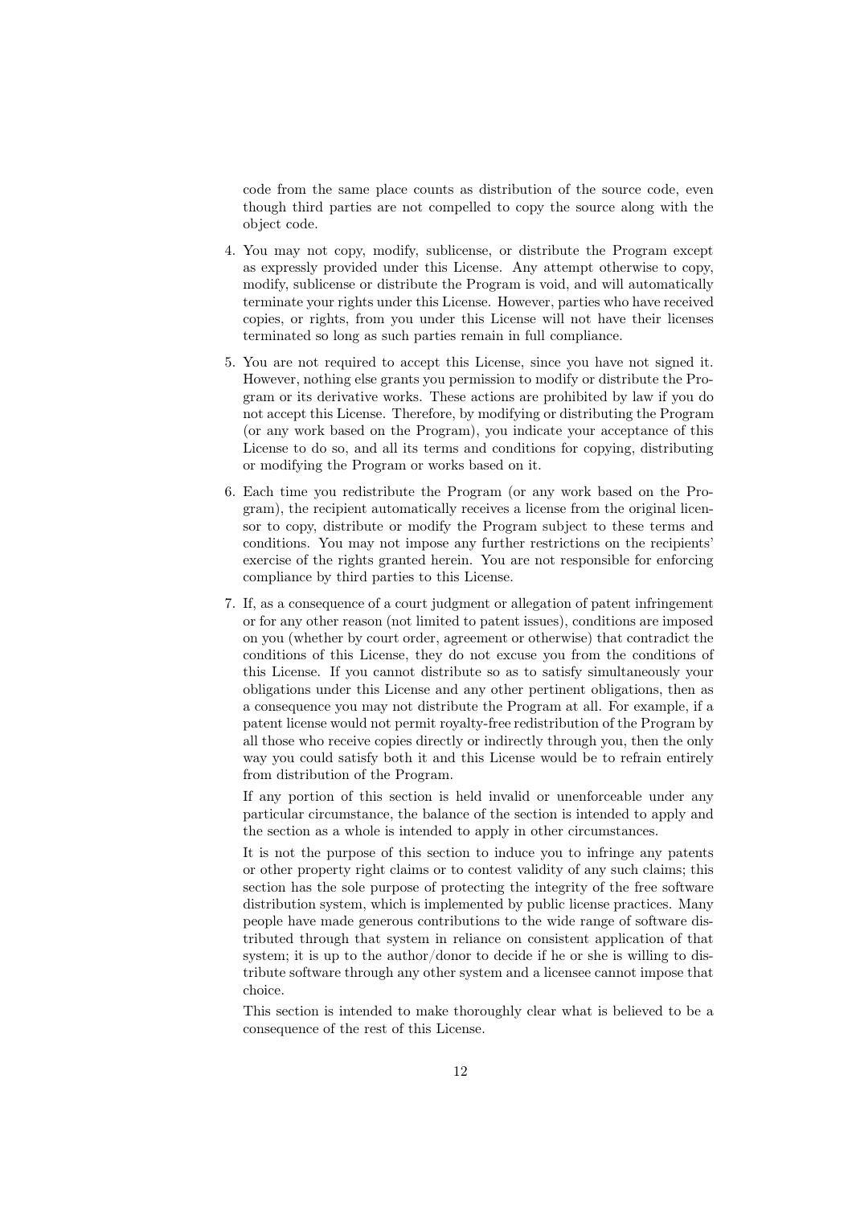code from the same place counts as distribution of the source code, even though third parties are not compelled to copy the source along with the object code.

4. You may not copy, modify, sublicense, or distribute the Program except as expressly provided under this License. Any attempt otherwise to copy, modify, sublicense or distribute the Program is void, and will automatically terminate your rights under this License. However, parties who have received copies, or rights, from you under this License will not have their licenses terminated so long as such parties remain in full compliance.

5. You are not required to accept this License, since you have not signed it. However, nothing else grants you permission to modify or distribute the Program or its derivative works. These actions are prohibited by law if you do not accept this License. Therefore, by modifying or distributing the Program (or any work based on the Program), you indicate your acceptance of this License to do so, and all its terms and conditions for copying, distributing or modifying the Program or works based on it.

6. Each time you redistribute the Program (or any work based on the Program), the recipient automatically receives a license from the original licensor to copy, distribute or modify the Program subject to these terms and conditions. You may not impose any further restrictions on the recipients' exercise of the rights granted herein. You are not responsible for enforcing compliance by third parties to this License.

7. If, as a consequence of a court judgment or allegation of patent infringement or for any other reason (not limited to patent issues), conditions are imposed on you (whether by court order, agreement or otherwise) that contradict the conditions of this License, they do not excuse you from the conditions of this License. If you cannot distribute so as to satisfy simultaneously your obligations under this License and any other pertinent obligations, then as a consequence you may not distribute the Program at all. For example, if a patent license would not permit royalty-free redistribution of the Program by all those who receive copies directly or indirectly through you, then the only way you could satisfy both it and this License would be to refrain entirely from distribution of the Program.

   If any portion of this section is held invalid or unenforceable under any particular circumstance, the balance of the section is intended to apply and the section as a whole is intended to apply in other circumstances.

   It is not the purpose of this section to induce you to infringe any patents or other property right claims or to contest validity of any such claims; this section has the sole purpose of protecting the integrity of the free software distribution system, which is implemented by public license practices. Many people have made generous contributions to the wide range of software distributed through that system in reliance on consistent application of that system; it is up to the author/donor to decide if he or she is willing to distribute software through any other system and a licensee cannot impose that choice.

   This section is intended to make thoroughly clear what is believed to be a consequence of the rest of this License.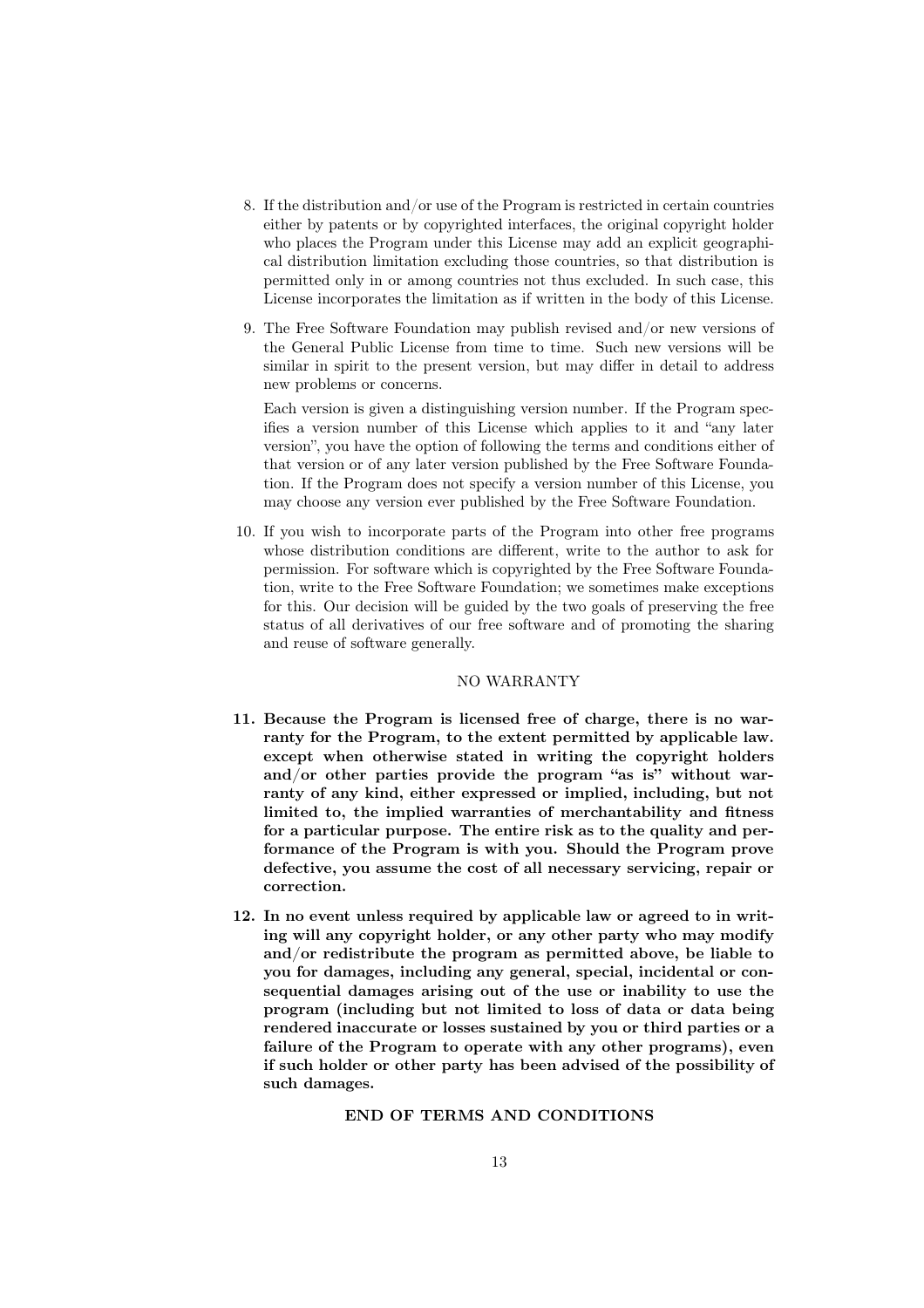8. If the distribution and/or use of the Program is restricted in certain countries either by patents or by copyrighted interfaces, the original copyright holder who places the Program under this License may add an explicit geographical distribution limitation excluding those countries, so that distribution is permitted only in or among countries not thus excluded. In such case, this License incorporates the limitation as if written in the body of this License.

9. The Free Software Foundation may publish revised and/or new versions of the General Public License from time to time. Such new versions will be similar in spirit to the present version, but may differ in detail to address new problems or concerns.

   Each version is given a distinguishing version number. If the Program specifies a version number of this License which applies to it and "any later version", you have the option of following the terms and conditions either of that version or of any later version published by the Free Software Foundation. If the Program does not specify a version number of this License, you may choose any version ever published by the Free Software Foundation.

10. If you wish to incorporate parts of the Program into other free programs whose distribution conditions are different, write to the author to ask for permission. For software which is copyrighted by the Free Software Foundation, write to the Free Software Foundation; we sometimes make exceptions for this. Our decision will be guided by the two goals of preserving the free status of all derivatives of our free software and of promoting the sharing and reuse of software generally.

NO WARRANTY

**11. Because the Program is licensed free of charge, there is no warranty for the Program, to the extent permitted by applicable law. except when otherwise stated in writing the copyright holders and/or other parties provide the program "as is" without warranty of any kind, either expressed or implied, including, but not limited to, the implied warranties of merchantability and fitness for a particular purpose. The entire risk as to the quality and performance of the Program is with you. Should the Program prove defective, you assume the cost of all necessary servicing, repair or correction.**

**12. In no event unless required by applicable law or agreed to in writing will any copyright holder, or any other party who may modify and/or redistribute the program as permitted above, be liable to you for damages, including any general, special, incidental or consequential damages arising out of the use or inability to use the program (including but not limited to loss of data or data being rendered inaccurate or losses sustained by you or third parties or a failure of the Program to operate with any other programs), even if such holder or other party has been advised of the possibility of such damages.**

**END OF TERMS AND CONDITIONS**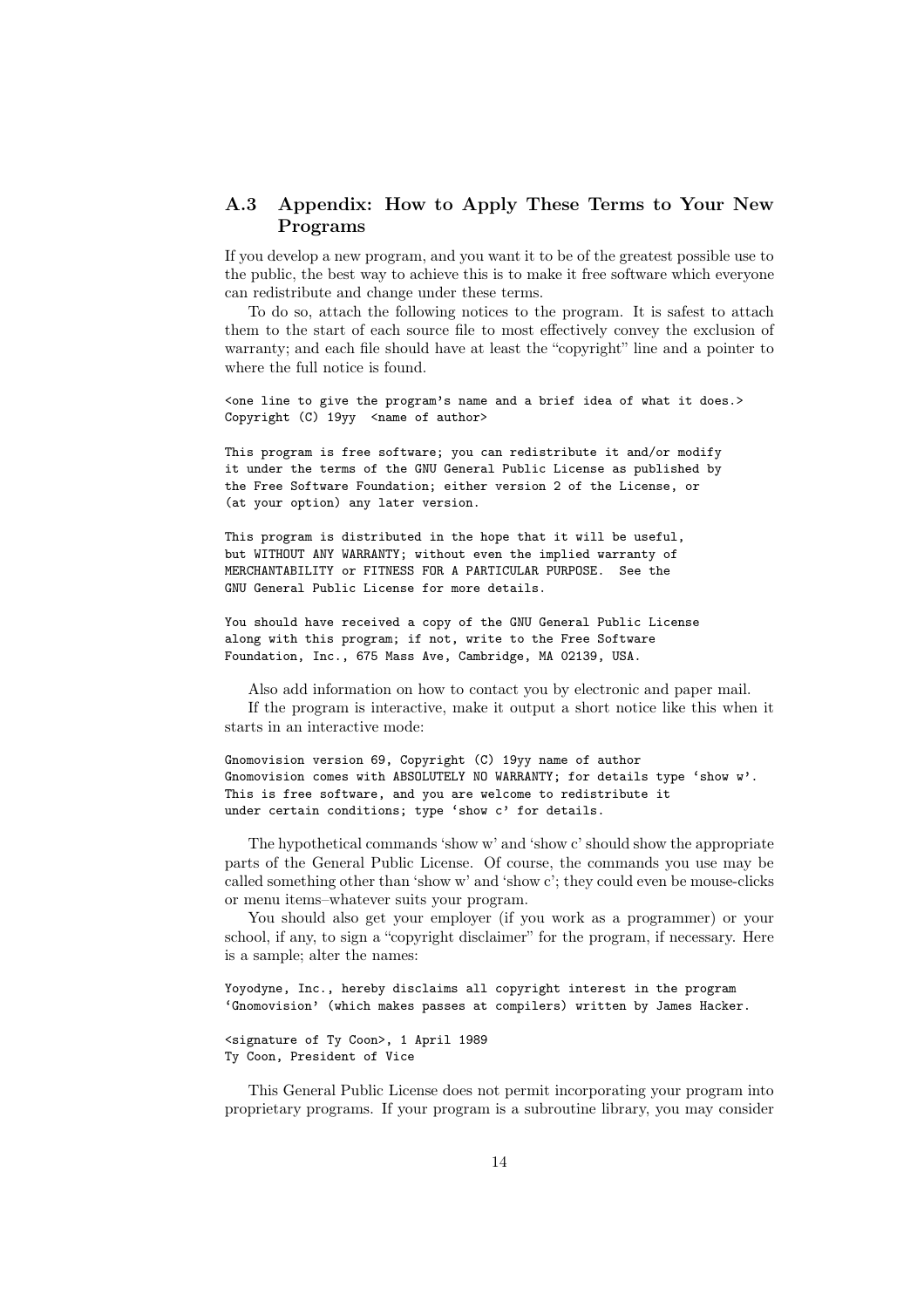## A.3 Appendix: How to Apply These Terms to Your New Programs

If you develop a new program, and you want it to be of the greatest possible use to the public, the best way to achieve this is to make it free software which everyone can redistribute and change under these terms.

To do so, attach the following notices to the program. It is safest to attach them to the start of each source file to most effectively convey the exclusion of warranty; and each file should have at least the "copyright" line and a pointer to where the full notice is found.

```
<one line to give the program's name and a brief idea of what it does.>
Copyright (C) 19yy  <name of author>

This program is free software; you can redistribute it and/or modify
it under the terms of the GNU General Public License as published by
the Free Software Foundation; either version 2 of the License, or
(at your option) any later version.

This program is distributed in the hope that it will be useful,
but WITHOUT ANY WARRANTY; without even the implied warranty of
MERCHANTABILITY or FITNESS FOR A PARTICULAR PURPOSE.  See the
GNU General Public License for more details.

You should have received a copy of the GNU General Public License
along with this program; if not, write to the Free Software
Foundation, Inc., 675 Mass Ave, Cambridge, MA 02139, USA.
```

Also add information on how to contact you by electronic and paper mail.

If the program is interactive, make it output a short notice like this when it starts in an interactive mode:

```
Gnomovision version 69, Copyright (C) 19yy name of author
Gnomovision comes with ABSOLUTELY NO WARRANTY; for details type `show w'.
This is free software, and you are welcome to redistribute it
under certain conditions; type `show c' for details.
```

The hypothetical commands 'show w' and 'show c' should show the appropriate parts of the General Public License. Of course, the commands you use may be called something other than 'show w' and 'show c'; they could even be mouse-clicks or menu items–whatever suits your program.

You should also get your employer (if you work as a programmer) or your school, if any, to sign a "copyright disclaimer" for the program, if necessary. Here is a sample; alter the names:

```
Yoyodyne, Inc., hereby disclaims all copyright interest in the program
`Gnomovision' (which makes passes at compilers) written by James Hacker.

<signature of Ty Coon>, 1 April 1989
Ty Coon, President of Vice
```

This General Public License does not permit incorporating your program into proprietary programs. If your program is a subroutine library, you may consider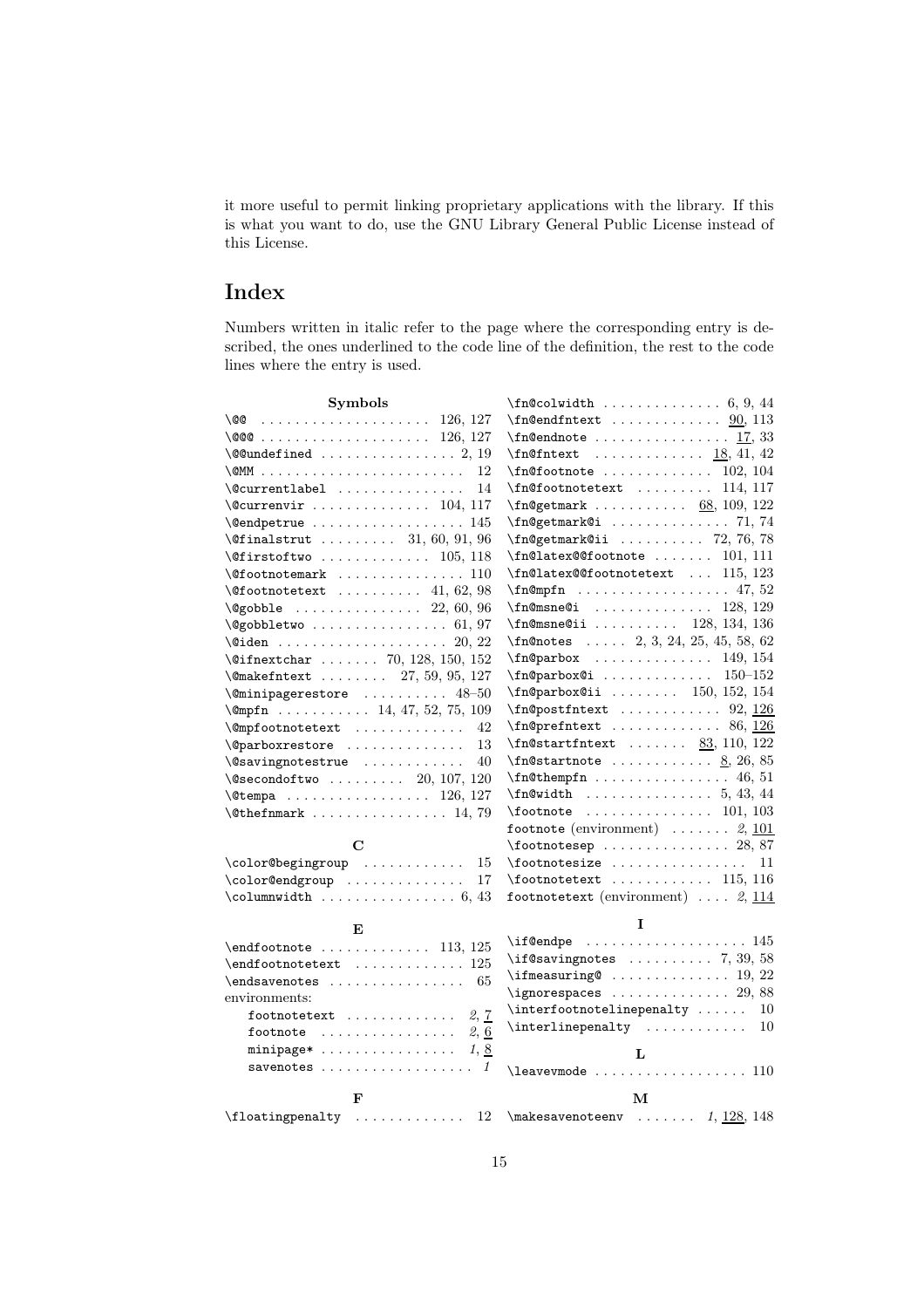it more useful to permit linking proprietary applications with the library. If this is what you want to do, use the GNU Library General Public License instead of this License.

# Index

Numbers written in italic refer to the page where the corresponding entry is described, the ones underlined to the code line of the definition, the rest to the code lines where the entry is used.

**Symbols**

- `\@@` . . . . . 126, 127
- `\@@@` . . . . . 126, 127
- `\@@undefined` . . . . . 2, 19
- `\@MM` . . . . . 12
- `\@currentlabel` . . . . . 14
- `\@currenvir` . . . . . 104, 117
- `\@endpetrue` . . . . . 145
- `\@finalstrut` . . . . . 31, 60, 91, 96
- `\@firstoftwo` . . . . . 105, 118
- `\@footnotemark` . . . . . 110
- `\@footnotetext` . . . . . 41, 62, 98
- `\@gobble` . . . . . 22, 60, 96
- `\@gobbletwo` . . . . . 61, 97
- `\@iden` . . . . . 20, 22
- `\@ifnextchar` . . . . . 70, 128, 150, 152
- `\@makefntext` . . . . . 27, 59, 95, 127
- `\@minipagerestore` . . . . . 48–50
- `\@mpfn` . . . . . 14, 47, 52, 75, 109
- `\@mpfootnotetext` . . . . . 42
- `\@parboxrestore` . . . . . 13
- `\@savingnotestrue` . . . . . 40
- `\@secondoftwo` . . . . . 20, 107, 120
- `\@tempa` . . . . . 126, 127
- `\@thefnmark` . . . . . 14, 79

**C**

- `\color@begingroup` . . . . . 15
- `\color@endgroup` . . . . . 17
- `\columnwidth` . . . . . 6, 43

**E**

- `\endfootnote` . . . . . 113, 125
- `\endfootnotetext` . . . . . 125
- `\endsavenotes` . . . . . 65
- environments:
  - `footnotetext` . . . . . *2*, 7
  - `footnote` . . . . . *2*, 6
  - `minipage*` . . . . . *1*, 8
  - `savenotes` . . . . . *1*

**F**

- `\floatingpenalty` . . . . . 12
- `\fn@colwidth` . . . . . 6, 9, 44
- `\fn@endfntext` . . . . . 90, 113
- `\fn@endnote` . . . . . 17, 33
- `\fn@fntext` . . . . . 18, 41, 42
- `\fn@footnote` . . . . . 102, 104
- `\fn@footnotetext` . . . . . 114, 117
- `\fn@getmark` . . . . . 68, 109, 122
- `\fn@getmark@i` . . . . . 71, 74
- `\fn@getmark@ii` . . . . . 72, 76, 78
- `\fn@latex@@footnote` . . . . . 101, 111
- `\fn@latex@@footnotetext` . . . . . 115, 123
- `\fn@mpfn` . . . . . 47, 52
- `\fn@msne@i` . . . . . 128, 129
- `\fn@msne@ii` . . . . . 128, 134, 136
- `\fn@notes` . . . . . 2, 3, 24, 25, 45, 58, 62
- `\fn@parbox` . . . . . 149, 154
- `\fn@parbox@i` . . . . . 150–152
- `\fn@parbox@ii` . . . . . 150, 152, 154
- `\fn@postfntext` . . . . . 92, 126
- `\fn@prefntext` . . . . . 86, 126
- `\fn@startfntext` . . . . . 83, 110, 122
- `\fn@startnote` . . . . . 8, 26, 85
- `\fn@thempfn` . . . . . 46, 51
- `\fn@width` . . . . . 5, 43, 44
- `\footnote` . . . . . 101, 103
- `footnote` (environment) . . . . . *2*, 101
- `\footnotesep` . . . . . 28, 87
- `\footnotesize` . . . . . 11
- `\footnotetext` . . . . . 115, 116
- `footnotetext` (environment) . . . . . *2*, 114

**I**

- `\if@endpe` . . . . . 145
- `\if@savingnotes` . . . . . 7, 39, 58
- `\ifmeasuring@` . . . . . 19, 22
- `\ignorespaces` . . . . . 29, 88
- `\interfootnotelinepenalty` . . . . . 10
- `\interlinepenalty` . . . . . 10

**L**

- `\leavevmode` . . . . . 110

**M**

- `\makesavenoteenv` . . . . . *1*, 128, 148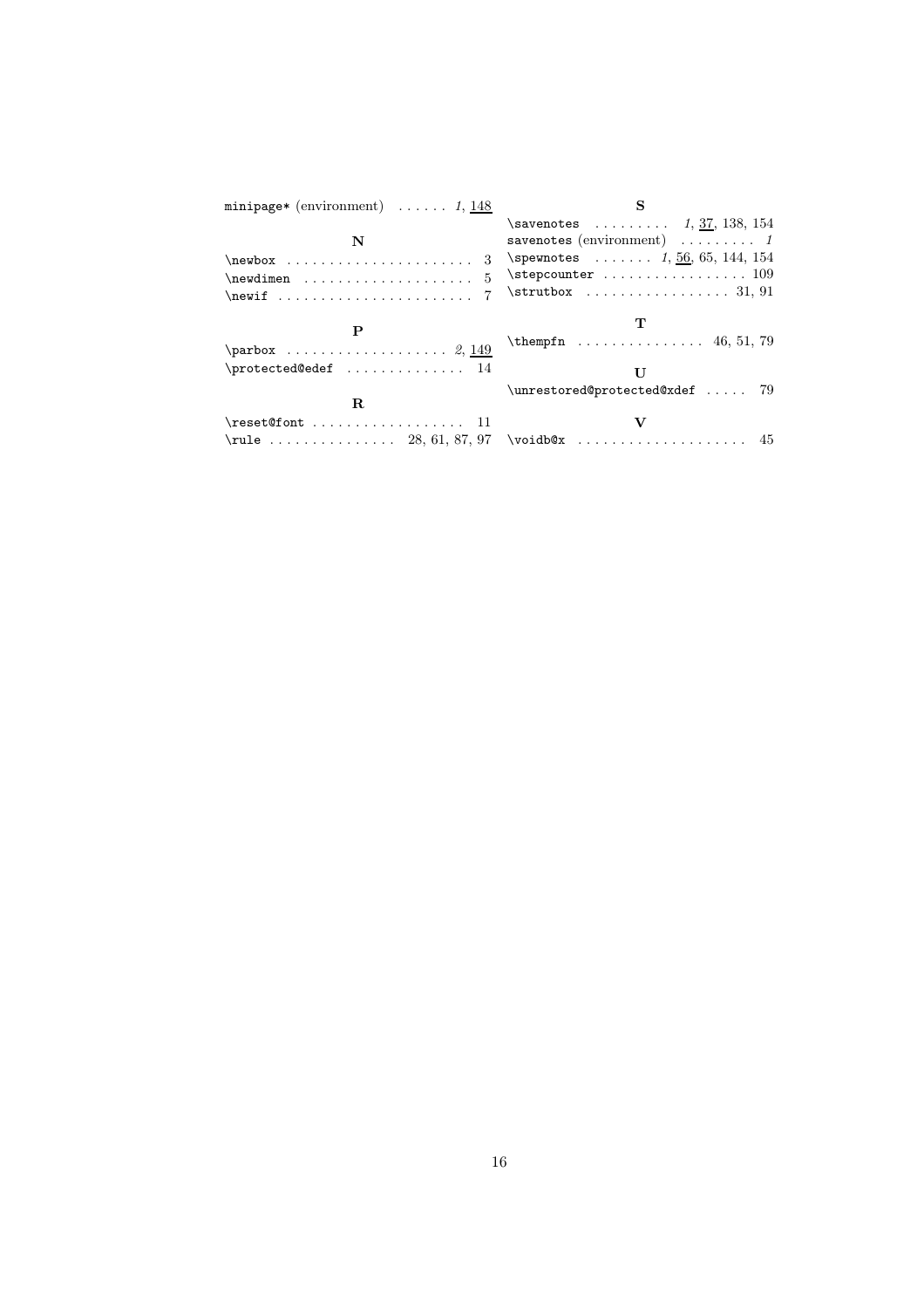`minipage*` (environment) . . . . . . *1*, <u>148</u>

**N**

`\newbox` . . . . . . . . . . . . . . . . . . . . . . 3
`\newdimen` . . . . . . . . . . . . . . . . . . . . 5
`\newif` . . . . . . . . . . . . . . . . . . . . . . . 7

**P**

`\parbox` . . . . . . . . . . . . . . . . . . . *2*, <u>149</u>
`\protected@edef` . . . . . . . . . . . . . . 14

**R**

`\reset@font` . . . . . . . . . . . . . . . . . . 11
`\rule` . . . . . . . . . . . . . . . 28, 61, 87, 97

**S**

`\savenotes` . . . . . . . . . *1*, <u>37</u>, 138, 154
`savenotes` (environment) . . . . . . . . . *1*
`\spewnotes` . . . . . . . *1*, <u>56</u>, 65, 144, 154
`\stepcounter` . . . . . . . . . . . . . . . . . 109
`\strutbox` . . . . . . . . . . . . . . . . . 31, 91

**T**

`\thempfn` . . . . . . . . . . . . . . . 46, 51, 79

**U**

`\unrestored@protected@xdef` . . . . . 79

**V**

`\voidb@x` . . . . . . . . . . . . . . . . . . . . 45